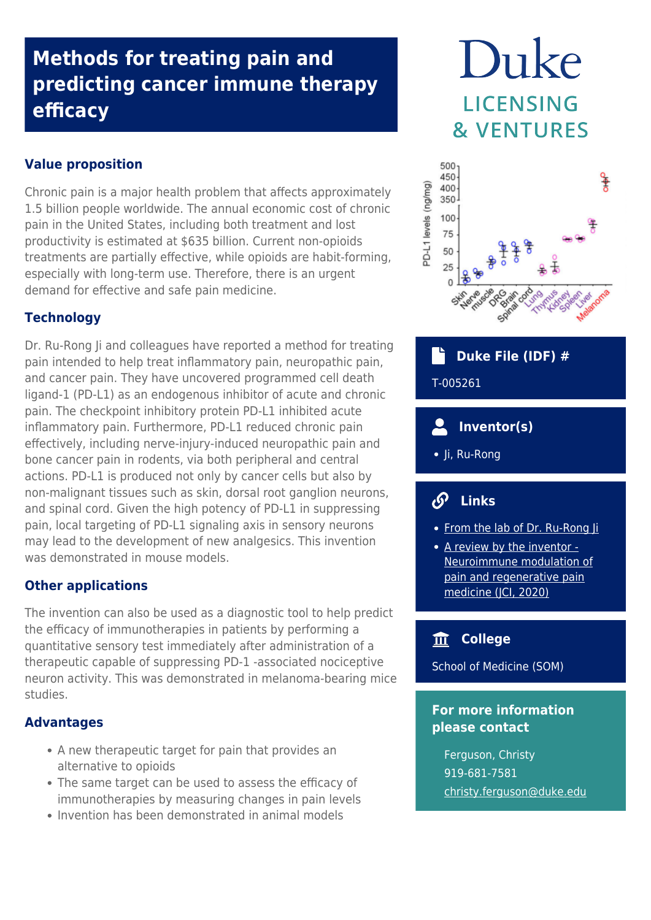# Methods for treating pain and predicting cancer immune therapy efficacy

Duke LICENSING & VENTURES

## Value proposition

Chronic pain is a major health problem that affects approximately 1.5 billion people worldwide. The annual economic cost of chronic pain in the United States, including both treatment and lost productivity is estimated at $635 billion. Current non-opioids treatments are partially effective, while opioids are habit-forming, especially with long-term use. Therefore, there is an urgent demand for effective and safe pain medicine.

## Technology

Dr. Ru-Rong Ji and colleagues have reported a method for treating pain intended to help treat inflammatory pain, neuropathic pain, and cancer pain. They have uncovered programmed cell death ligand-1 (PD-L1) as an endogenous inhibitor of acute and chronic pain. The checkpoint inhibitory protein PD-L1 inhibited acute inflammatory pain. Furthermore, PD-L1 reduced chronic pain effectively, including nerve-injury-induced neuropathic pain and bone cancer pain in rodents, via both peripheral and central actions. PD-L1 is produced not only by cancer cells but also by non-malignant tissues such as skin, dorsal root ganglion neurons, and spinal cord. Given the high potency of PD-L1 in suppressing pain, local targeting of PD-L1 signaling axis in sensory neurons may lead to the development of new analgesics. This invention was demonstrated in mouse models.

## Other applications

The invention can also be used as a diagnostic tool to help predict the efficacy of immunotherapies in patients by performing a quantitative sensory test immediately after administration of a therapeutic capable of suppressing PD-1 -associated nociceptive neuron activity. This was demonstrated in melanoma-bearing mice studies.

## Advantages

- A new therapeutic target for pain that provides an alternative to opioids
- The same target can be used to assess the efficacy of immunotherapies by measuring changes in pain levels
- Invention has been demonstrated in animal models

### Duke File (IDF) #

T-005261

### Inventor(s)

- Ji, Ru-Rong

### Links

- [From the lab of Dr. Ru-Rong Ji]
- [A review by the inventor - Neuroimmune modulation of pain and regenerative pain medicine (JCI, 2020)]

### College

School of Medicine (SOM)

### For more information please contact

Ferguson, Christy
919-681-7581
christy.ferguson@duke.edu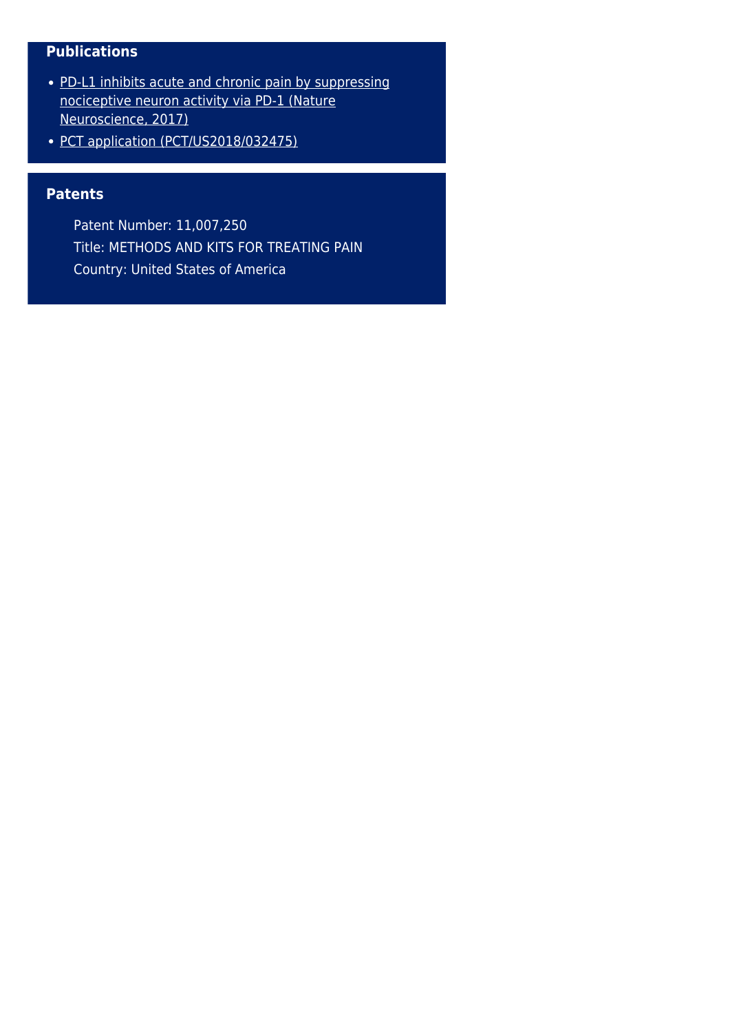## Publications

- PD-L1 inhibits acute and chronic pain by suppressing nociceptive neuron activity via PD-1 (Nature Neuroscience, 2017)
- PCT application (PCT/US2018/032475)

## Patents

Patent Number: 11,007,250
Title: METHODS AND KITS FOR TREATING PAIN
Country: United States of America